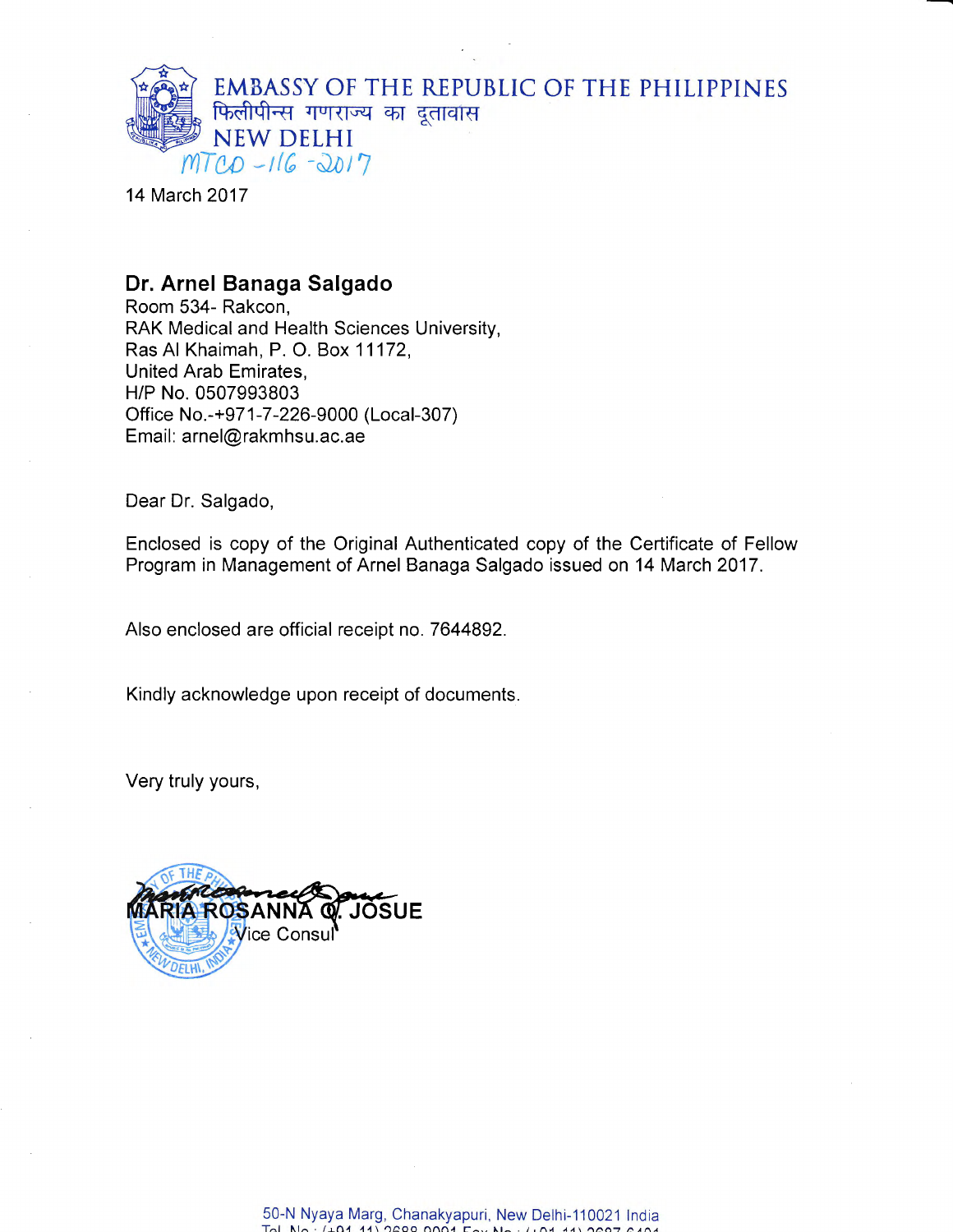# EMBASSY OF THE REPUBLIC OF THE PHILIPPINES
फिलीपीन्स गणराज्य का दूतावास
NEW DELHI

MTCD -116 -2017

14 March 2017

**Dr. Arnel Banaga Salgado**
Room 534- Rakcon,
RAK Medical and Health Sciences University,
Ras Al Khaimah, P. O. Box 11172,
United Arab Emirates,
H/P No. 0507993803
Office No.-+971-7-226-9000 (Local-307)
Email: arnel@rakmhsu.ac.ae

Dear Dr. Salgado,

Enclosed is copy of the Original Authenticated copy of the Certificate of Fellow Program in Management of Arnel Banaga Salgado issued on 14 March 2017.

Also enclosed are official receipt no. 7644892.

Kindly acknowledge upon receipt of documents.

Very truly yours,

**MARIA ROSANNA Q. JOSUE**
Vice Consul

50-N Nyaya Marg, Chanakyapuri, New Delhi-110021 India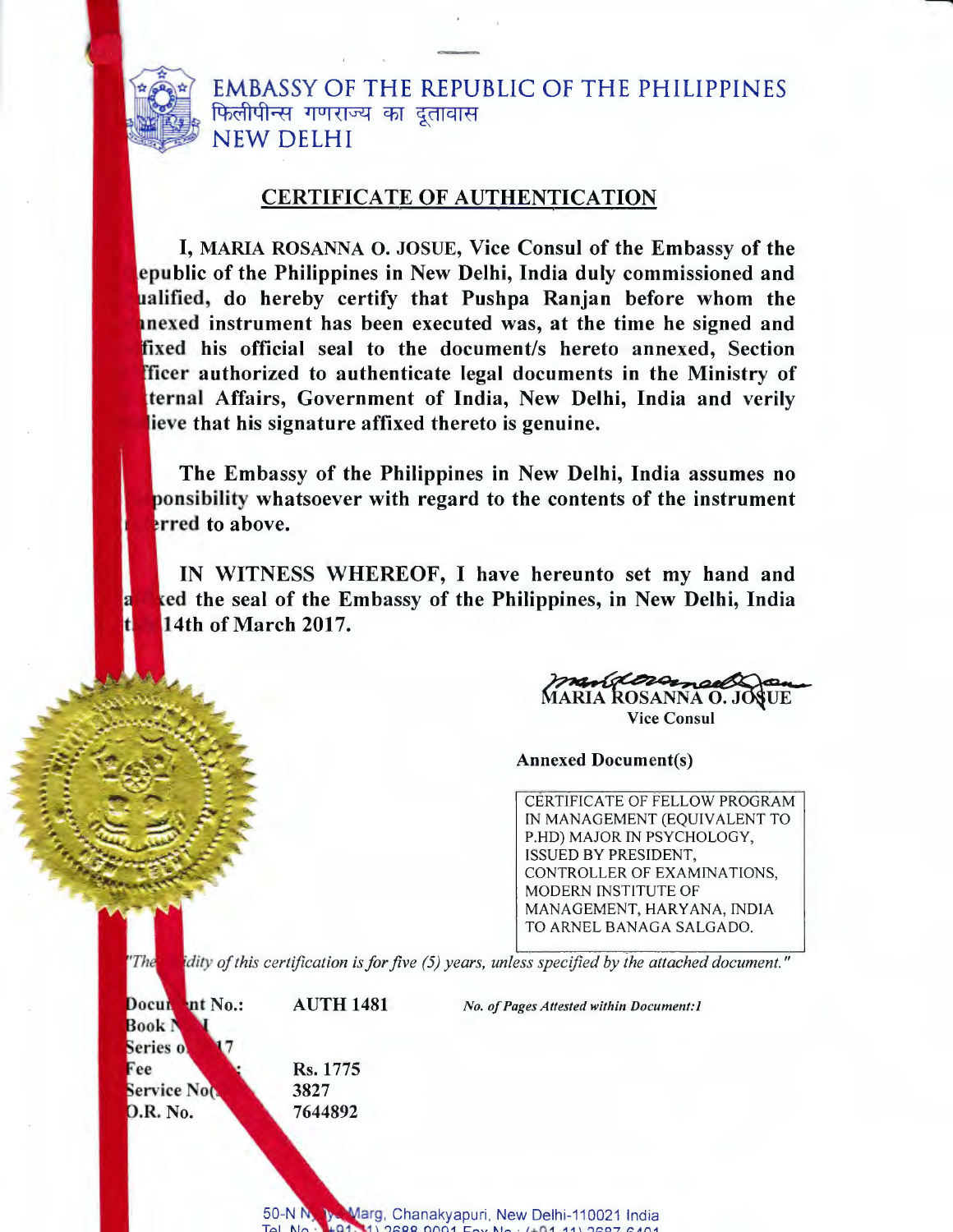EMBASSY OF THE REPUBLIC OF THE PHILIPPINES
फिलीपीन्स गणराज्य का दूतावास
NEW DELHI

## CERTIFICATE OF AUTHENTICATION

**I, MARIA ROSANNA O. JOSUE, Vice Consul of the Embassy of the epublic of the Philippines in New Delhi, India duly commissioned and ualified, do hereby certify that Pushpa Ranjan before whom the nexed instrument has been executed was, at the time he signed and fixed his official seal to the document/s hereto annexed, Section fficer authorized to authenticate legal documents in the Ministry of ternal Affairs, Government of India, New Delhi, India and verily lieve that his signature affixed thereto is genuine.**

**The Embassy of the Philippines in New Delhi, India assumes no ponsibility whatsoever with regard to the contents of the instrument erred to above.**

**IN WITNESS WHEREOF, I have hereunto set my hand and a xed the seal of the Embassy of the Philippines, in New Delhi, India t 14th of March 2017.**

**MARIA ROSANNA O. JOSUE**
**Vice Consul**

**Annexed Document(s)**

CERTIFICATE OF FELLOW PROGRAM IN MANAGEMENT (EQUIVALENT TO P.HD) MAJOR IN PSYCHOLOGY, ISSUED BY PRESIDENT, CONTROLLER OF EXAMINATIONS, MODERN INSTITUTE OF MANAGEMENT, HARYANA, INDIA TO ARNEL BANAGA SALGADO.

*"The idity of this certification is for five (5) years, unless specified by the attached document."*

| | | |
|---|---|---|
| **Docu nt No.:** | **AUTH 1481** | ***No. of Pages Attested within Document:1*** |
| **Book N I** | | |
| **Series o 17** | | |
| **Fee :** | **Rs. 1775** | |
| **Service No(** | **3827** | |
| **).R. No.** | **7644892** | |

50-N N ya Marg, Chanakyapuri, New Delhi-110021 India
Tel. No.: +91- 1) 2688 9091 Fax No.: (+91 11) 2687 6401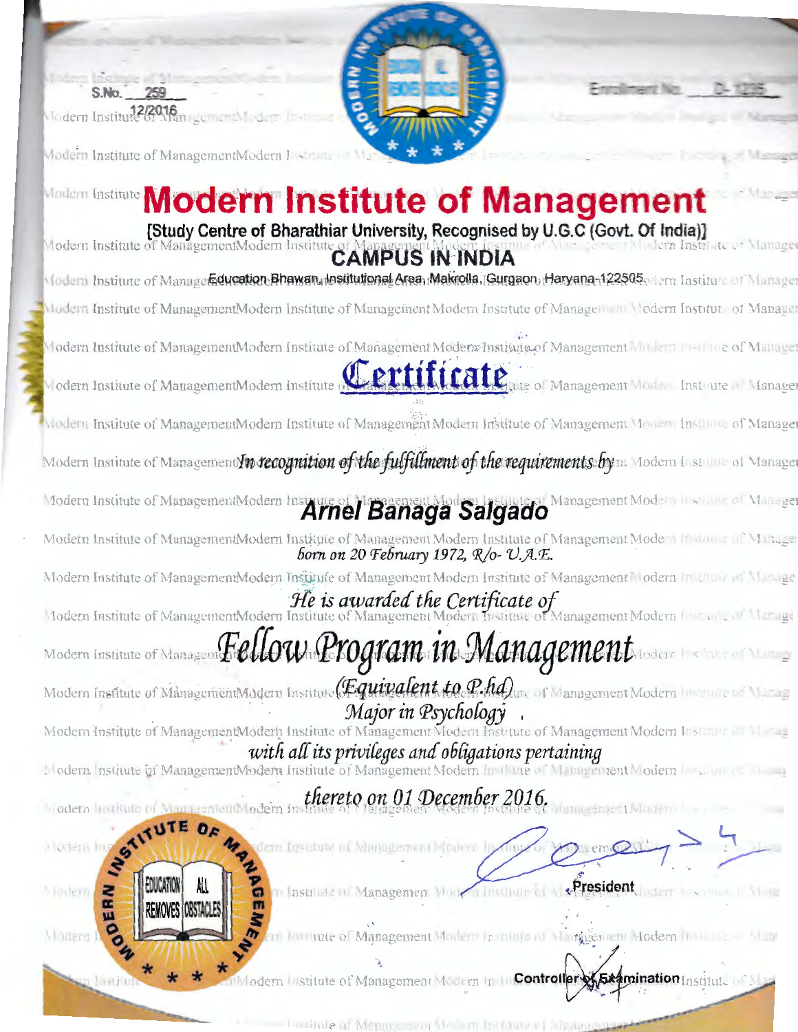S.No. 259

12/2016

Enrollment No. D-1235

# Modern Institute of Management

**[Study Centre of Bharathiar University, Recognised by U.G.C (Govt. Of India)]**

**CAMPUS IN INDIA**

Education Bhawan, Institutional Area, Makrolla, Gurgaon, Haryana-122505

## Certificate

*In recognition of the fulfillment of the requirements by*

**Arnel Banaga Salgado**

*born on 20 February 1972, R/o- U.A.E.*

*He is awarded the Certificate of*

## *Fellow Program in Management*

*(Equivalent to P.hd)*

*Major in Psychology*

*with all its privileges and obligations pertaining*

*thereto on 01 December 2016.*

EDUCATION REMOVES ALL OBSTACLES

**President**

**Controller of Examination**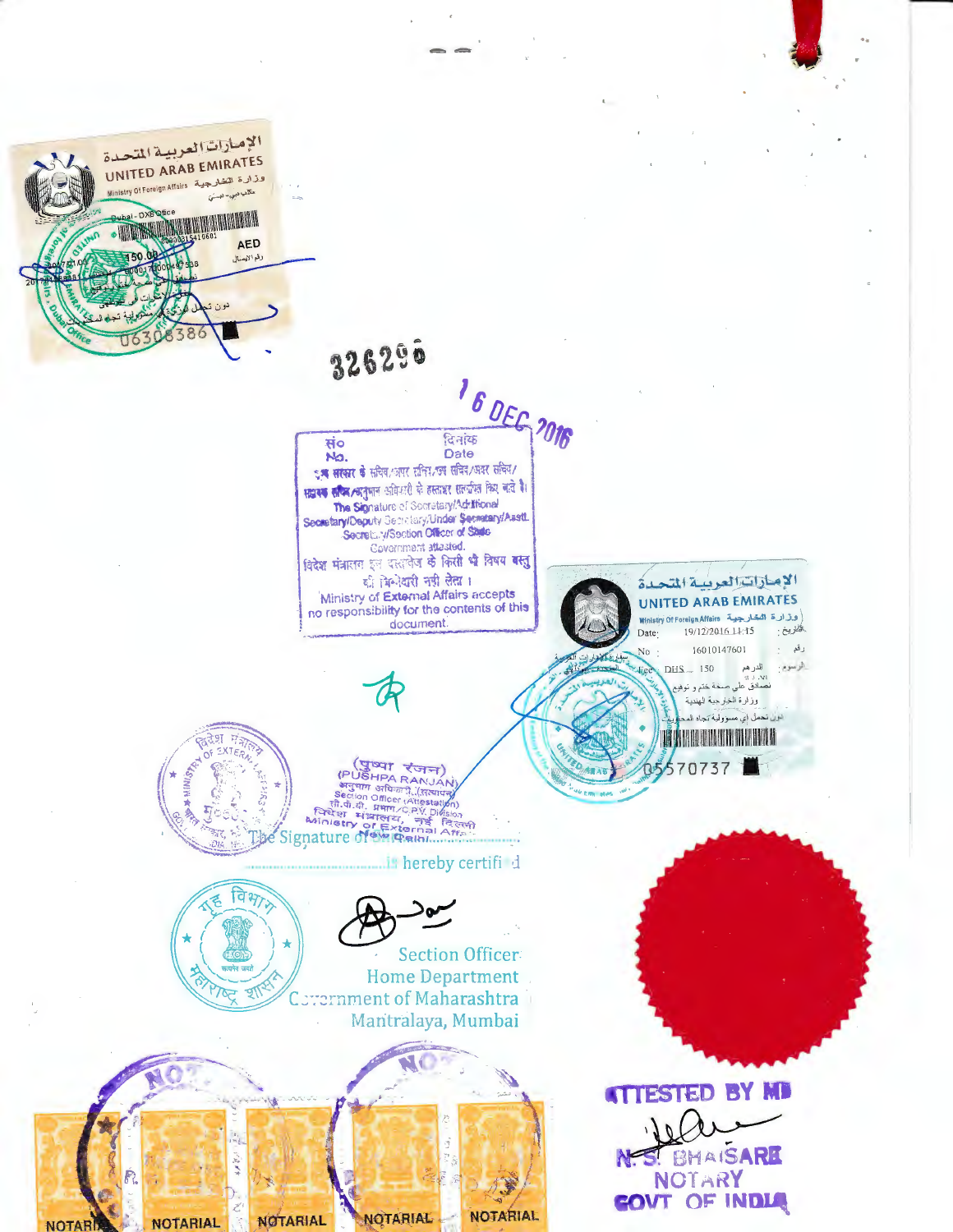الإمارات العربية المتحدة
UNITED ARAB EMIRATES
Ministry Of Foreign Affairs وزارة الخارجية
Dubai - DXB Office
AED
150.00
06308386

326290

16 DEC 2016

सं० दिनांक
No. Date

उप सरकार के सचिव/अपर सचिव/उप सचिव/अवर सचिव/सहायक सचिव/अनुभाग अधिकारी के हस्ताक्षर सत्यापित किए जाते है।
The Signature of Secretary/Additional Secretary/Deputy Secretary/Under Secretary/Asstt. Secretary/Section Officer of State Government attested.
विदेश मंत्रालय इस दस्तावेज के किसी भी विषय वस्तु की जिम्मेदारी नहीं लेता।
Ministry of External Affairs accepts no responsibility for the contents of this document.

الإمارات العربية المتحدة
UNITED ARAB EMIRATES
Ministry Of Foreign Affairs وزارة الخارجية
Date: 19/12/2016 11:15 :التاريخ
No: 16010147601 :رقم
Fee: DHS 150 الدرهم :الرسوم
تصادق على صحة ختم و توقيع
وزارة الخارجية الهندية
دون تحمل اي مسؤولية تجاه المحتويات
05570737

(पुष्पा रंजन)
(PUSHPA RANJAN)
अनुभाग अधिकारी (सत्यापन)
Section Officer (Attestation)
सी.पी.वी. प्रभाग/C.P.V. Division
विदेश मंत्रालय, नई दिल्ली
Ministry of External Affairs
New Delhi

The Signature of ......................
...................................is hereby certified

Section Officer
Home Department
Government of Maharashtra
Mantralaya, Mumbai

ATTESTED BY ME
N. S. BHAISARE
NOTARY
GOVT OF INDIA

NOTARIAL NOTARIAL NOTARIAL NOTARIAL NOTARIAL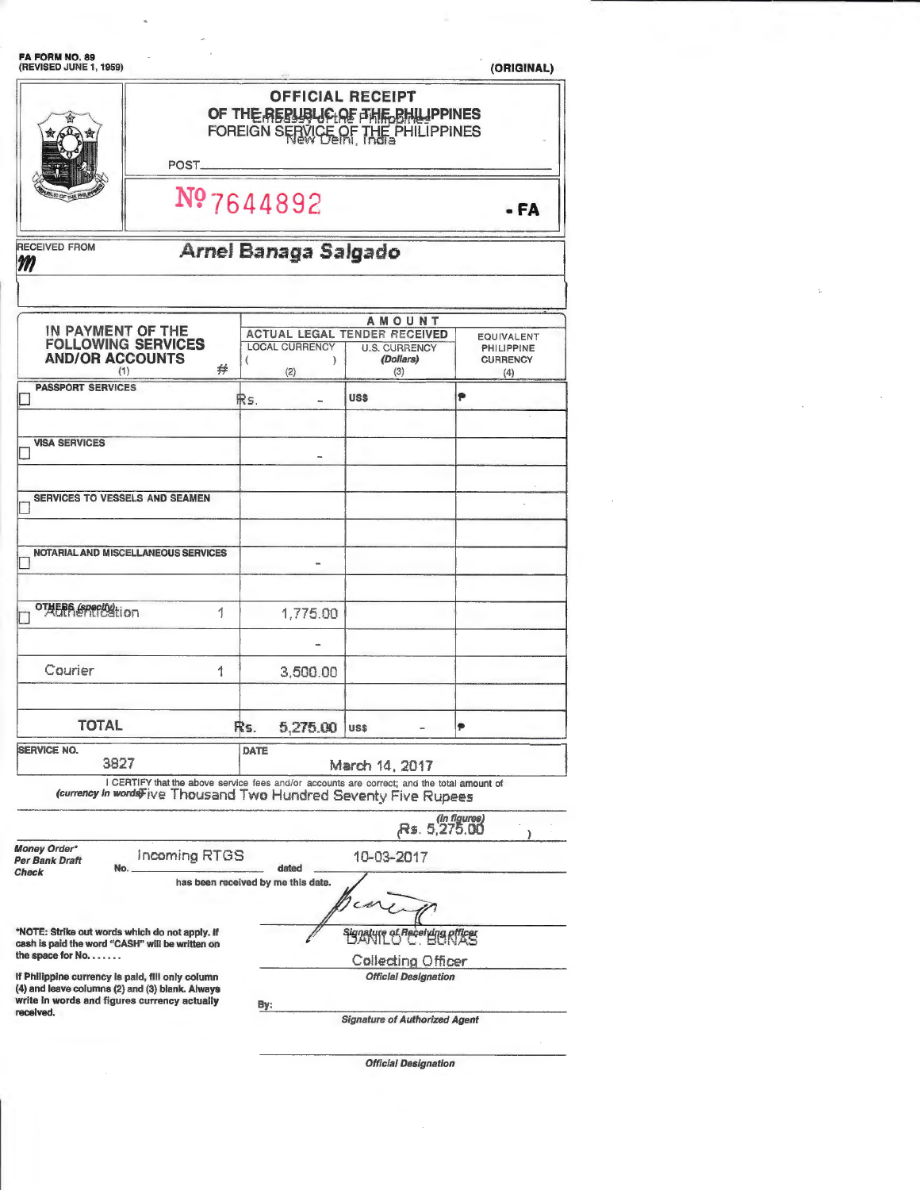FA FORM NO. 89
(REVISED JUNE 1, 1959)

(ORIGINAL)

# OFFICIAL RECEIPT
## OF THE REPUBLIC OF THE PHILIPPINES
## FOREIGN SERVICE OF THE PHILIPPINES

Embassy of the Philippines
New Delhi, India

POST

№ 7644892 - FA

RECEIVED FROM **Arnel Banaga Salgado**

| IN PAYMENT OF THE FOLLOWING SERVICES AND/OR ACCOUNTS (1) | # | ACTUAL LEGAL TENDER RECEIVED — LOCAL CURRENCY ( ) (2) | U.S. CURRENCY (Dollars) (3) | EQUIVALENT PHILIPPINE CURRENCY (4) |
|---|---|---|---|---|
| ☐ PASSPORT SERVICES | | Rs. - | US$ | ₱ |
| | | | | |
| ☐ VISA SERVICES | | - | | |
| | | | | |
| ☐ SERVICES TO VESSELS AND SEAMEN | | | | |
| | | | | |
| ☐ NOTARIAL AND MISCELLANEOUS SERVICES | | - | | |
| | | | | |
| ☐ OTHERS (specify) Authentication | 1 | 1,775.00 | | |
| | | - | | |
| Courier | 1 | 3,500.00 | | |
| | | | | |
| TOTAL | | Rs. 5,275.00 | US$ - | ₱ |

SERVICE NO. 3827

DATE March 14, 2017

I CERTIFY that the above service fees and/or accounts are correct; and the total amount of *(currency in words)* Five Thousand Two Hundred Seventy Five Rupees

*(in figures)* Rs. 5,275.00

*Money Order\* / Per Bank Draft / Check* No. Incoming RTGS dated 10-03-2017 has been received by me this date.

*Signature of Receiving officer*
DANILO C. BUNAS
Collecting Officer
*Official Designation*

\*NOTE: Strike out words which do not apply. If cash is paid the word "CASH" will be written on the space for No. . . . . . .

If Philippine currency is paid, fill only column (4) and leave columns (2) and (3) blank. Always write in words and figures currency actually received.

By:

*Signature of Authorized Agent*

*Official Designation*